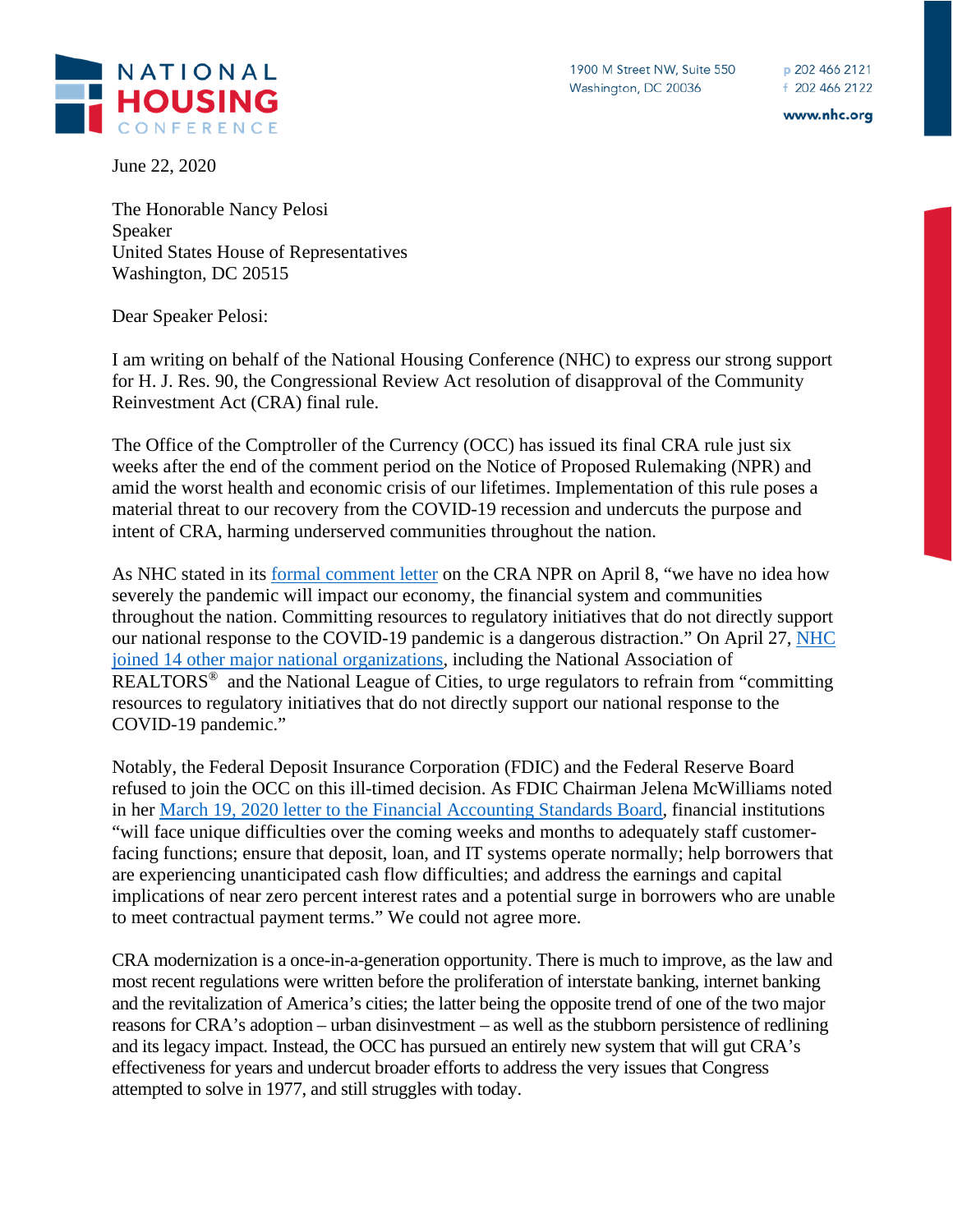NATIONAL HOUSING CONFERENCE

1900 M Street NW, Suite 550
Washington, DC 20036

p 202 466 2121
f 202 466 2122

www.nhc.org

June 22, 2020

The Honorable Nancy Pelosi
Speaker
United States House of Representatives
Washington, DC 20515

Dear Speaker Pelosi:

I am writing on behalf of the National Housing Conference (NHC) to express our strong support for H. J. Res. 90, the Congressional Review Act resolution of disapproval of the Community Reinvestment Act (CRA) final rule.

The Office of the Comptroller of the Currency (OCC) has issued its final CRA rule just six weeks after the end of the comment period on the Notice of Proposed Rulemaking (NPR) and amid the worst health and economic crisis of our lifetimes. Implementation of this rule poses a material threat to our recovery from the COVID-19 recession and undercuts the purpose and intent of CRA, harming underserved communities throughout the nation.

As NHC stated in its formal comment letter on the CRA NPR on April 8, "we have no idea how severely the pandemic will impact our economy, the financial system and communities throughout the nation. Committing resources to regulatory initiatives that do not directly support our national response to the COVID-19 pandemic is a dangerous distraction." On April 27, NHC joined 14 other major national organizations, including the National Association of REALTORS® and the National League of Cities, to urge regulators to refrain from "committing resources to regulatory initiatives that do not directly support our national response to the COVID-19 pandemic."

Notably, the Federal Deposit Insurance Corporation (FDIC) and the Federal Reserve Board refused to join the OCC on this ill-timed decision. As FDIC Chairman Jelena McWilliams noted in her March 19, 2020 letter to the Financial Accounting Standards Board, financial institutions "will face unique difficulties over the coming weeks and months to adequately staff customer-facing functions; ensure that deposit, loan, and IT systems operate normally; help borrowers that are experiencing unanticipated cash flow difficulties; and address the earnings and capital implications of near zero percent interest rates and a potential surge in borrowers who are unable to meet contractual payment terms." We could not agree more.

CRA modernization is a once-in-a-generation opportunity. There is much to improve, as the law and most recent regulations were written before the proliferation of interstate banking, internet banking and the revitalization of America's cities; the latter being the opposite trend of one of the two major reasons for CRA's adoption – urban disinvestment – as well as the stubborn persistence of redlining and its legacy impact. Instead, the OCC has pursued an entirely new system that will gut CRA's effectiveness for years and undercut broader efforts to address the very issues that Congress attempted to solve in 1977, and still struggles with today.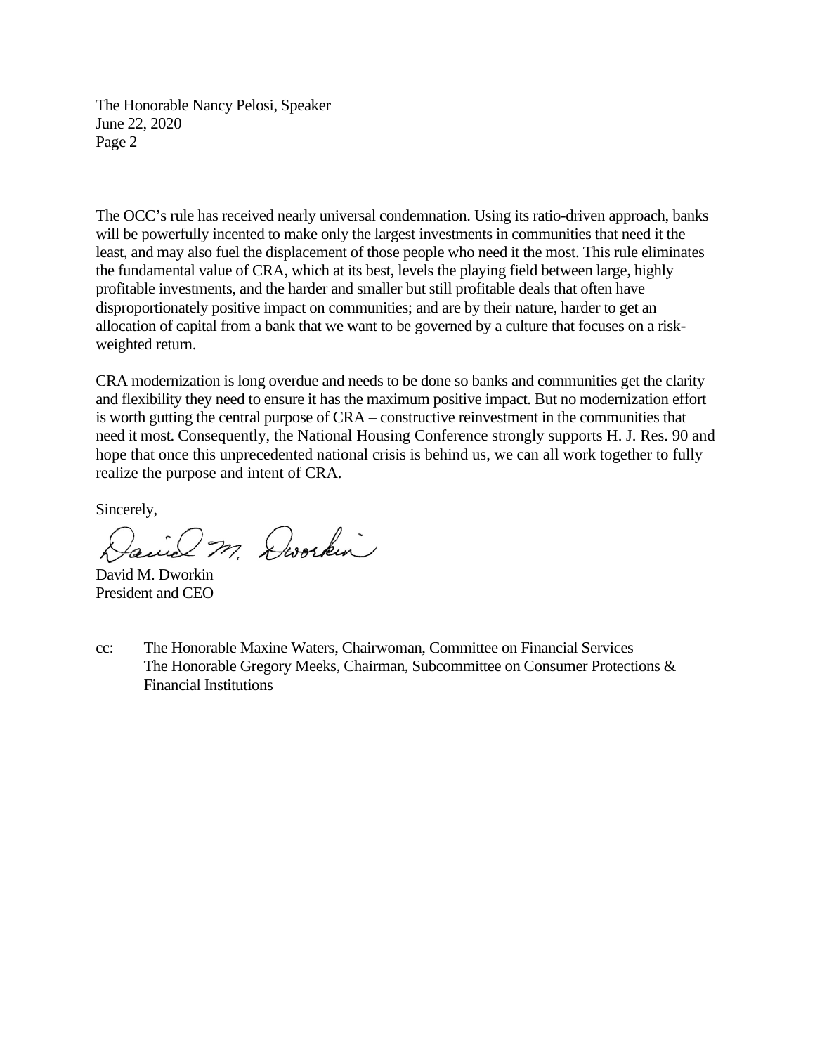The OCC's rule has received nearly universal condemnation. Using its ratio-driven approach, banks will be powerfully incented to make only the largest investments in communities that need it the least, and may also fuel the displacement of those people who need it the most. This rule eliminates the fundamental value of CRA, which at its best, levels the playing field between large, highly profitable investments, and the harder and smaller but still profitable deals that often have disproportionately positive impact on communities; and are by their nature, harder to get an allocation of capital from a bank that we want to be governed by a culture that focuses on a risk-weighted return.

CRA modernization is long overdue and needs to be done so banks and communities get the clarity and flexibility they need to ensure it has the maximum positive impact. But no modernization effort is worth gutting the central purpose of CRA – constructive reinvestment in the communities that need it most. Consequently, the National Housing Conference strongly supports H. J. Res. 90 and hope that once this unprecedented national crisis is behind us, we can all work together to fully realize the purpose and intent of CRA.

Sincerely,

David M. Dworkin
President and CEO

cc: The Honorable Maxine Waters, Chairwoman, Committee on Financial Services
The Honorable Gregory Meeks, Chairman, Subcommittee on Consumer Protections & Financial Institutions